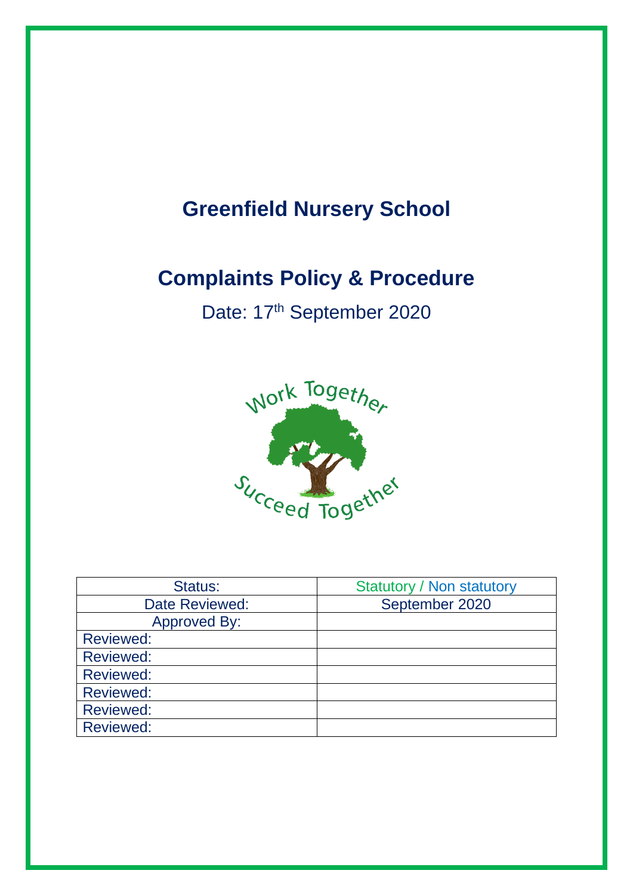# Greenfield Nursery School

# Complaints Policy & Procedure

Date: 17th September 2020

| Status: | Statutory / Non statutory |
|---|---|
| Date Reviewed: | September 2020 |
| Approved By: | |
| Reviewed: | |
| Reviewed: | |
| Reviewed: | |
| Reviewed: | |
| Reviewed: | |
| Reviewed: | |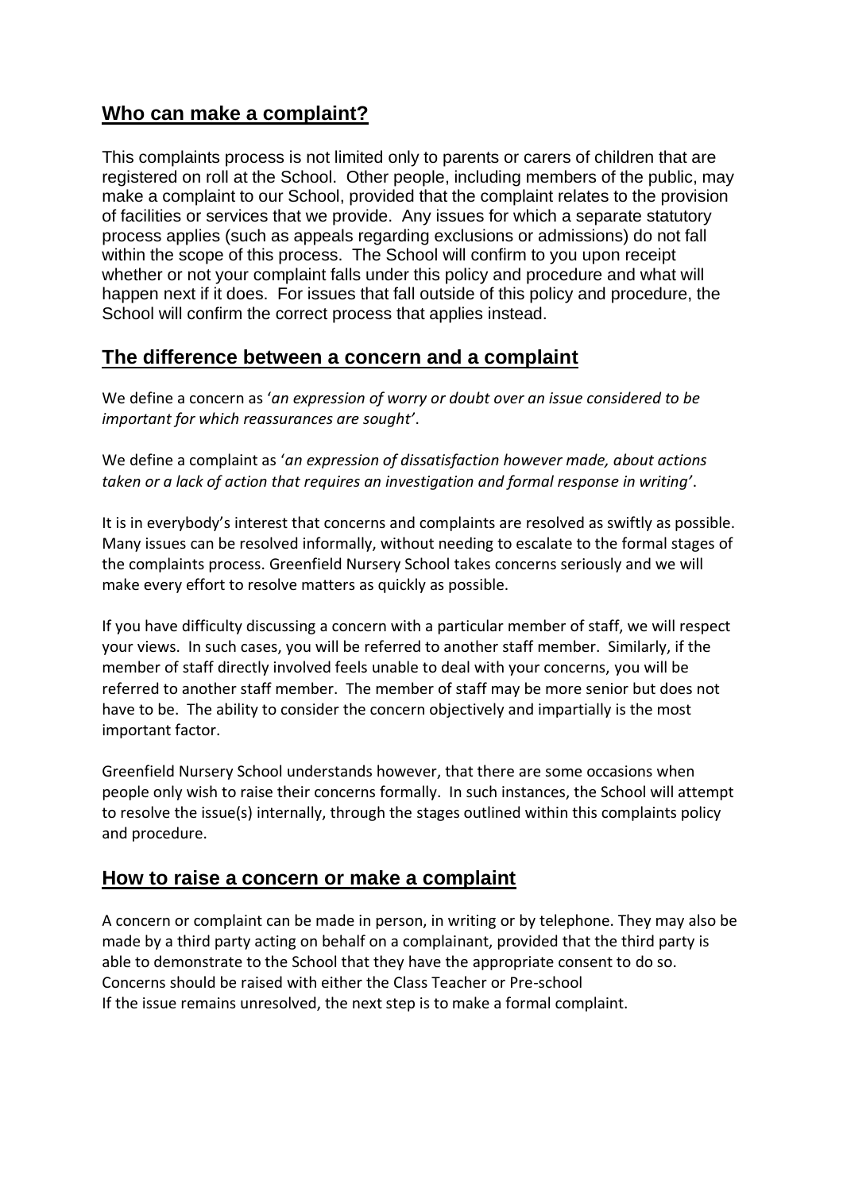## Who can make a complaint?

This complaints process is not limited only to parents or carers of children that are registered on roll at the School. Other people, including members of the public, may make a complaint to our School, provided that the complaint relates to the provision of facilities or services that we provide. Any issues for which a separate statutory process applies (such as appeals regarding exclusions or admissions) do not fall within the scope of this process. The School will confirm to you upon receipt whether or not your complaint falls under this policy and procedure and what will happen next if it does. For issues that fall outside of this policy and procedure, the School will confirm the correct process that applies instead.

## The difference between a concern and a complaint

We define a concern as '*an expression of worry or doubt over an issue considered to be important for which reassurances are sought*'.

We define a complaint as '*an expression of dissatisfaction however made, about actions taken or a lack of action that requires an investigation and formal response in writing'*.

It is in everybody's interest that concerns and complaints are resolved as swiftly as possible. Many issues can be resolved informally, without needing to escalate to the formal stages of the complaints process. Greenfield Nursery School takes concerns seriously and we will make every effort to resolve matters as quickly as possible.

If you have difficulty discussing a concern with a particular member of staff, we will respect your views. In such cases, you will be referred to another staff member. Similarly, if the member of staff directly involved feels unable to deal with your concerns, you will be referred to another staff member. The member of staff may be more senior but does not have to be. The ability to consider the concern objectively and impartially is the most important factor.

Greenfield Nursery School understands however, that there are some occasions when people only wish to raise their concerns formally. In such instances, the School will attempt to resolve the issue(s) internally, through the stages outlined within this complaints policy and procedure.

## How to raise a concern or make a complaint

A concern or complaint can be made in person, in writing or by telephone. They may also be made by a third party acting on behalf on a complainant, provided that the third party is able to demonstrate to the School that they have the appropriate consent to do so.
Concerns should be raised with either the Class Teacher or Pre-school
If the issue remains unresolved, the next step is to make a formal complaint.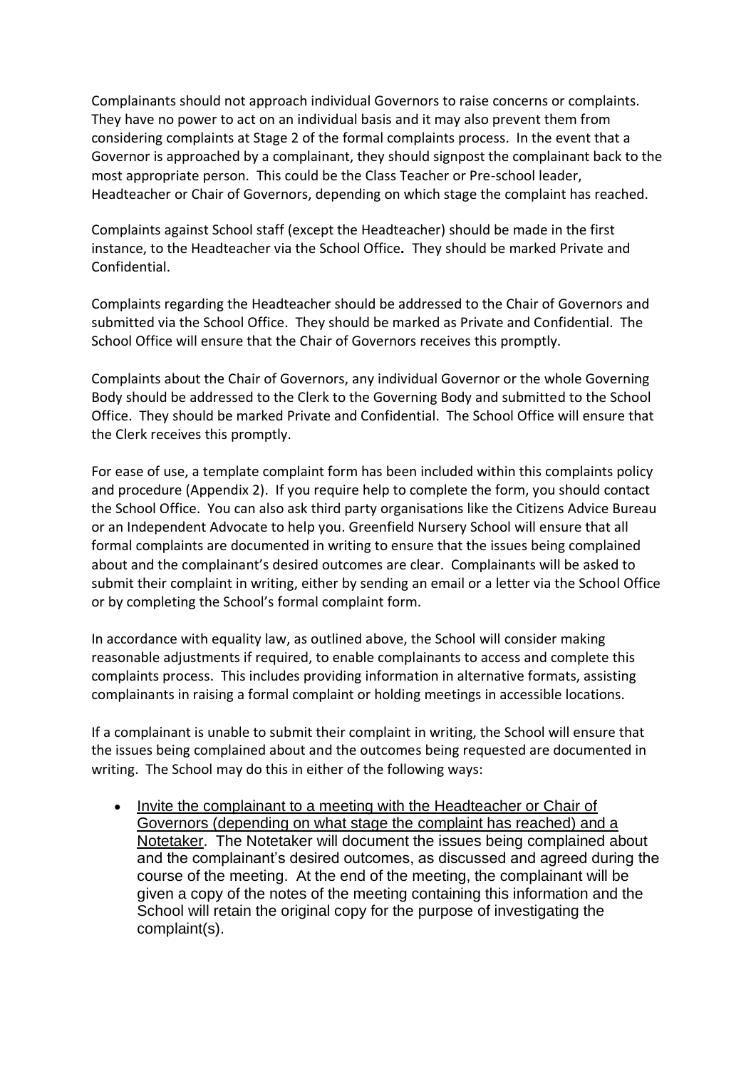Complainants should not approach individual Governors to raise concerns or complaints. They have no power to act on an individual basis and it may also prevent them from considering complaints at Stage 2 of the formal complaints process. In the event that a Governor is approached by a complainant, they should signpost the complainant back to the most appropriate person. This could be the Class Teacher or Pre-school leader, Headteacher or Chair of Governors, depending on which stage the complaint has reached.

Complaints against School staff (except the Headteacher) should be made in the first instance, to the Headteacher via the School Office**.** They should be marked Private and Confidential.

Complaints regarding the Headteacher should be addressed to the Chair of Governors and submitted via the School Office. They should be marked as Private and Confidential. The School Office will ensure that the Chair of Governors receives this promptly.

Complaints about the Chair of Governors, any individual Governor or the whole Governing Body should be addressed to the Clerk to the Governing Body and submitted to the School Office. They should be marked Private and Confidential. The School Office will ensure that the Clerk receives this promptly.

For ease of use, a template complaint form has been included within this complaints policy and procedure (Appendix 2). If you require help to complete the form, you should contact the School Office. You can also ask third party organisations like the Citizens Advice Bureau or an Independent Advocate to help you. Greenfield Nursery School will ensure that all formal complaints are documented in writing to ensure that the issues being complained about and the complainant's desired outcomes are clear. Complainants will be asked to submit their complaint in writing, either by sending an email or a letter via the School Office or by completing the School's formal complaint form.

In accordance with equality law, as outlined above, the School will consider making reasonable adjustments if required, to enable complainants to access and complete this complaints process. This includes providing information in alternative formats, assisting complainants in raising a formal complaint or holding meetings in accessible locations.

If a complainant is unable to submit their complaint in writing, the School will ensure that the issues being complained about and the outcomes being requested are documented in writing. The School may do this in either of the following ways:

- <u>Invite the complainant to a meeting with the Headteacher or Chair of Governors (depending on what stage the complaint has reached) and a Notetaker</u>. The Notetaker will document the issues being complained about and the complainant's desired outcomes, as discussed and agreed during the course of the meeting. At the end of the meeting, the complainant will be given a copy of the notes of the meeting containing this information and the School will retain the original copy for the purpose of investigating the complaint(s).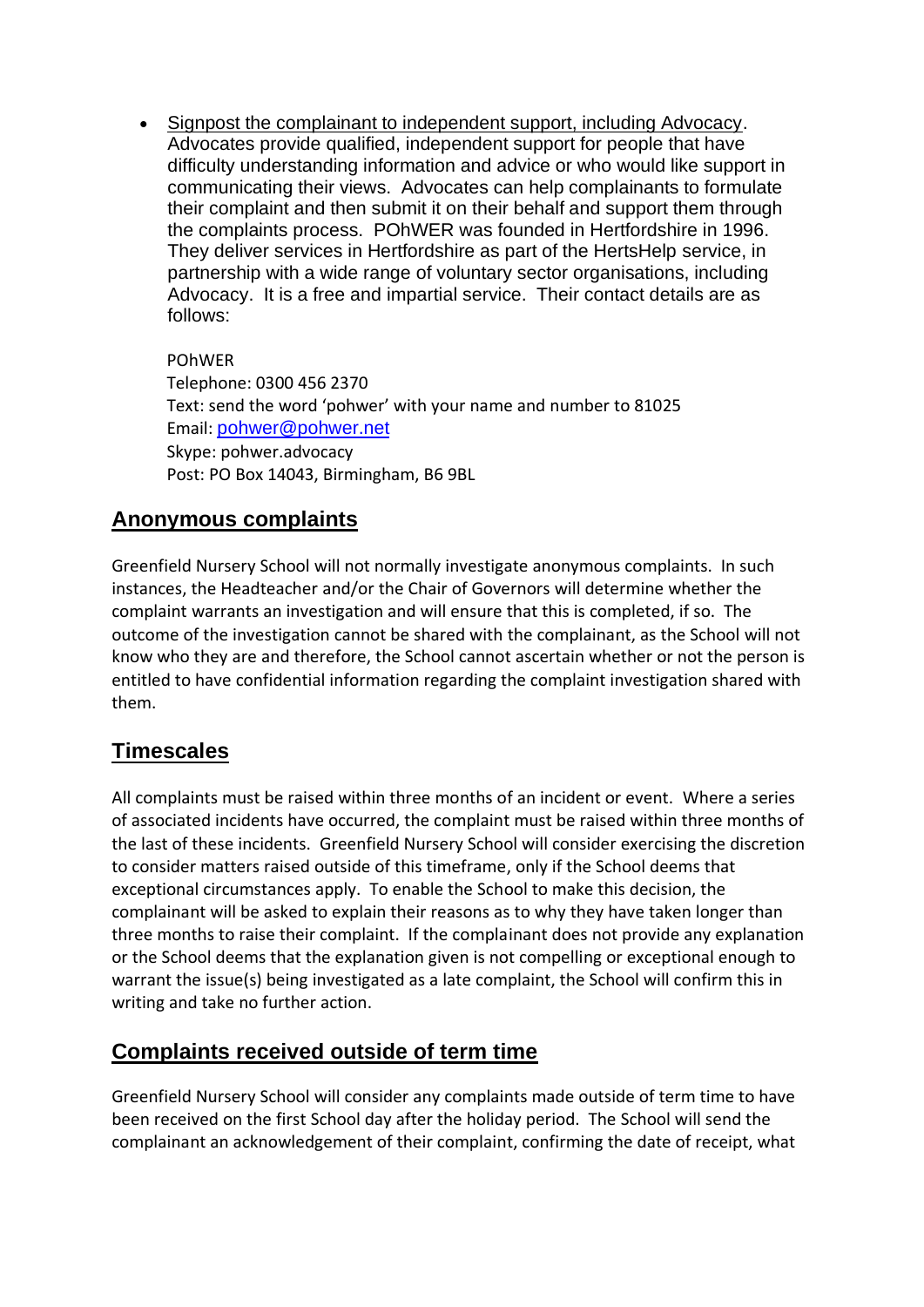- Signpost the complainant to independent support, including Advocacy. Advocates provide qualified, independent support for people that have difficulty understanding information and advice or who would like support in communicating their views. Advocates can help complainants to formulate their complaint and then submit it on their behalf and support them through the complaints process. POhWER was founded in Hertfordshire in 1996. They deliver services in Hertfordshire as part of the HertsHelp service, in partnership with a wide range of voluntary sector organisations, including Advocacy. It is a free and impartial service. Their contact details are as follows:

  POhWER
  Telephone: 0300 456 2370
  Text: send the word 'pohwer' with your name and number to 81025
  Email: pohwer@pohwer.net
  Skype: pohwer.advocacy
  Post: PO Box 14043, Birmingham, B6 9BL

## Anonymous complaints

Greenfield Nursery School will not normally investigate anonymous complaints. In such instances, the Headteacher and/or the Chair of Governors will determine whether the complaint warrants an investigation and will ensure that this is completed, if so. The outcome of the investigation cannot be shared with the complainant, as the School will not know who they are and therefore, the School cannot ascertain whether or not the person is entitled to have confidential information regarding the complaint investigation shared with them.

## Timescales

All complaints must be raised within three months of an incident or event. Where a series of associated incidents have occurred, the complaint must be raised within three months of the last of these incidents. Greenfield Nursery School will consider exercising the discretion to consider matters raised outside of this timeframe, only if the School deems that exceptional circumstances apply. To enable the School to make this decision, the complainant will be asked to explain their reasons as to why they have taken longer than three months to raise their complaint. If the complainant does not provide any explanation or the School deems that the explanation given is not compelling or exceptional enough to warrant the issue(s) being investigated as a late complaint, the School will confirm this in writing and take no further action.

## Complaints received outside of term time

Greenfield Nursery School will consider any complaints made outside of term time to have been received on the first School day after the holiday period. The School will send the complainant an acknowledgement of their complaint, confirming the date of receipt, what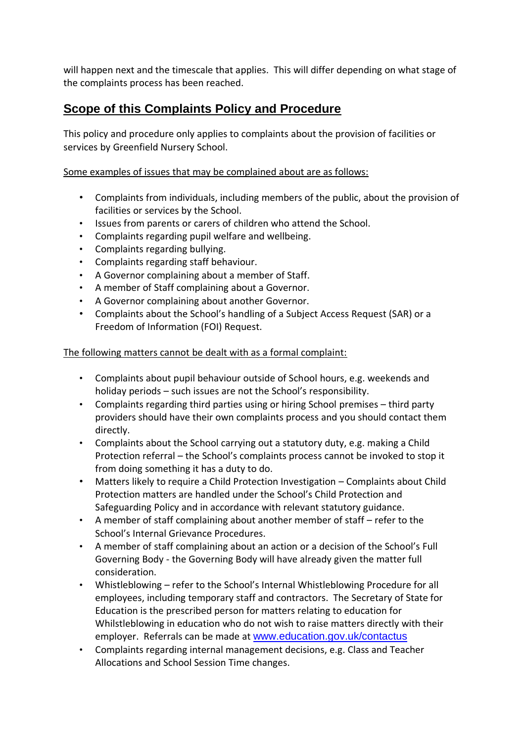will happen next and the timescale that applies. This will differ depending on what stage of the complaints process has been reached.

## Scope of this Complaints Policy and Procedure

This policy and procedure only applies to complaints about the provision of facilities or services by Greenfield Nursery School.

<u>Some examples of issues that may be complained about are as follows:</u>

- Complaints from individuals, including members of the public, about the provision of facilities or services by the School.
- Issues from parents or carers of children who attend the School.
- Complaints regarding pupil welfare and wellbeing.
- Complaints regarding bullying.
- Complaints regarding staff behaviour.
- A Governor complaining about a member of Staff.
- A member of Staff complaining about a Governor.
- A Governor complaining about another Governor.
- Complaints about the School's handling of a Subject Access Request (SAR) or a Freedom of Information (FOI) Request.

<u>The following matters cannot be dealt with as a formal complaint:</u>

- Complaints about pupil behaviour outside of School hours, e.g. weekends and holiday periods – such issues are not the School's responsibility.
- Complaints regarding third parties using or hiring School premises – third party providers should have their own complaints process and you should contact them directly.
- Complaints about the School carrying out a statutory duty, e.g. making a Child Protection referral – the School's complaints process cannot be invoked to stop it from doing something it has a duty to do.
- Matters likely to require a Child Protection Investigation – Complaints about Child Protection matters are handled under the School's Child Protection and Safeguarding Policy and in accordance with relevant statutory guidance.
- A member of staff complaining about another member of staff – refer to the School's Internal Grievance Procedures.
- A member of staff complaining about an action or a decision of the School's Full Governing Body - the Governing Body will have already given the matter full consideration.
- Whistleblowing – refer to the School's Internal Whistleblowing Procedure for all employees, including temporary staff and contractors. The Secretary of State for Education is the prescribed person for matters relating to education for Whilstleblowing in education who do not wish to raise matters directly with their employer. Referrals can be made at www.education.gov.uk/contactus
- Complaints regarding internal management decisions, e.g. Class and Teacher Allocations and School Session Time changes.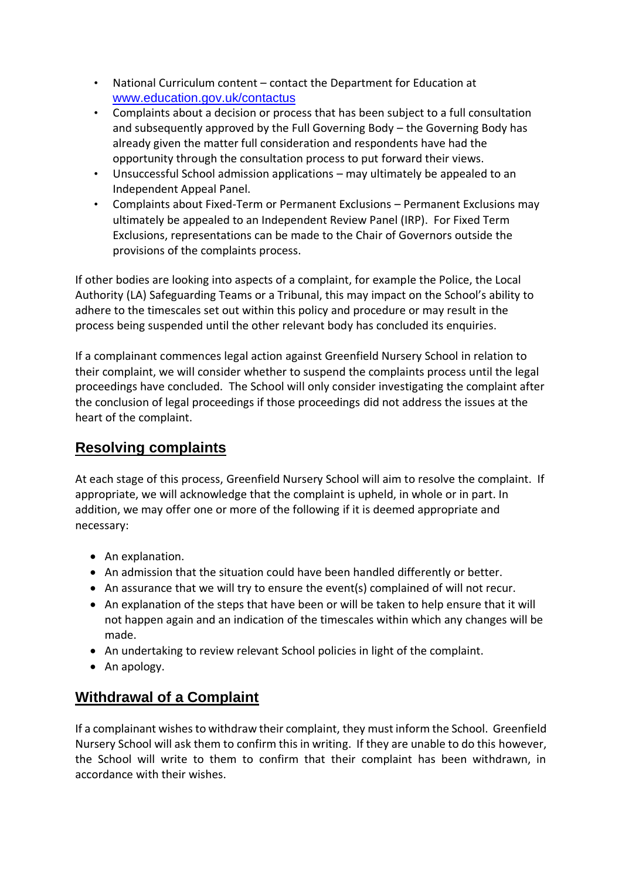- National Curriculum content – contact the Department for Education at [www.education.gov.uk/contactus](http://www.education.gov.uk/contactus)
- Complaints about a decision or process that has been subject to a full consultation and subsequently approved by the Full Governing Body – the Governing Body has already given the matter full consideration and respondents have had the opportunity through the consultation process to put forward their views.
- Unsuccessful School admission applications – may ultimately be appealed to an Independent Appeal Panel.
- Complaints about Fixed-Term or Permanent Exclusions – Permanent Exclusions may ultimately be appealed to an Independent Review Panel (IRP). For Fixed Term Exclusions, representations can be made to the Chair of Governors outside the provisions of the complaints process.

If other bodies are looking into aspects of a complaint, for example the Police, the Local Authority (LA) Safeguarding Teams or a Tribunal, this may impact on the School's ability to adhere to the timescales set out within this policy and procedure or may result in the process being suspended until the other relevant body has concluded its enquiries.

If a complainant commences legal action against Greenfield Nursery School in relation to their complaint, we will consider whether to suspend the complaints process until the legal proceedings have concluded. The School will only consider investigating the complaint after the conclusion of legal proceedings if those proceedings did not address the issues at the heart of the complaint.

## Resolving complaints

At each stage of this process, Greenfield Nursery School will aim to resolve the complaint. If appropriate, we will acknowledge that the complaint is upheld, in whole or in part. In addition, we may offer one or more of the following if it is deemed appropriate and necessary:

- An explanation.
- An admission that the situation could have been handled differently or better.
- An assurance that we will try to ensure the event(s) complained of will not recur.
- An explanation of the steps that have been or will be taken to help ensure that it will not happen again and an indication of the timescales within which any changes will be made.
- An undertaking to review relevant School policies in light of the complaint.
- An apology.

## Withdrawal of a Complaint

If a complainant wishes to withdraw their complaint, they must inform the School. Greenfield Nursery School will ask them to confirm this in writing. If they are unable to do this however, the School will write to them to confirm that their complaint has been withdrawn, in accordance with their wishes.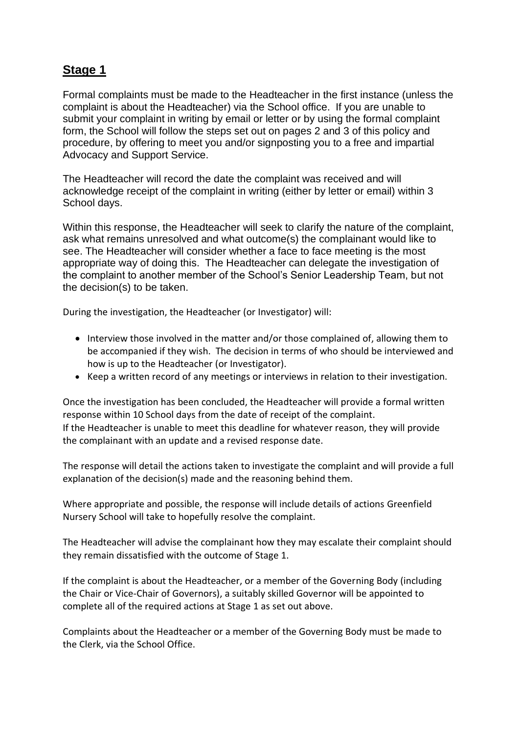## **Stage 1**

Formal complaints must be made to the Headteacher in the first instance (unless the complaint is about the Headteacher) via the School office. If you are unable to submit your complaint in writing by email or letter or by using the formal complaint form, the School will follow the steps set out on pages 2 and 3 of this policy and procedure, by offering to meet you and/or signposting you to a free and impartial Advocacy and Support Service.

The Headteacher will record the date the complaint was received and will acknowledge receipt of the complaint in writing (either by letter or email) within 3 School days.

Within this response, the Headteacher will seek to clarify the nature of the complaint, ask what remains unresolved and what outcome(s) the complainant would like to see. The Headteacher will consider whether a face to face meeting is the most appropriate way of doing this. The Headteacher can delegate the investigation of the complaint to another member of the School's Senior Leadership Team, but not the decision(s) to be taken.

During the investigation, the Headteacher (or Investigator) will:

- Interview those involved in the matter and/or those complained of, allowing them to be accompanied if they wish. The decision in terms of who should be interviewed and how is up to the Headteacher (or Investigator).
- Keep a written record of any meetings or interviews in relation to their investigation.

Once the investigation has been concluded, the Headteacher will provide a formal written response within 10 School days from the date of receipt of the complaint.
If the Headteacher is unable to meet this deadline for whatever reason, they will provide the complainant with an update and a revised response date.

The response will detail the actions taken to investigate the complaint and will provide a full explanation of the decision(s) made and the reasoning behind them.

Where appropriate and possible, the response will include details of actions Greenfield Nursery School will take to hopefully resolve the complaint.

The Headteacher will advise the complainant how they may escalate their complaint should they remain dissatisfied with the outcome of Stage 1.

If the complaint is about the Headteacher, or a member of the Governing Body (including the Chair or Vice-Chair of Governors), a suitably skilled Governor will be appointed to complete all of the required actions at Stage 1 as set out above.

Complaints about the Headteacher or a member of the Governing Body must be made to the Clerk, via the School Office.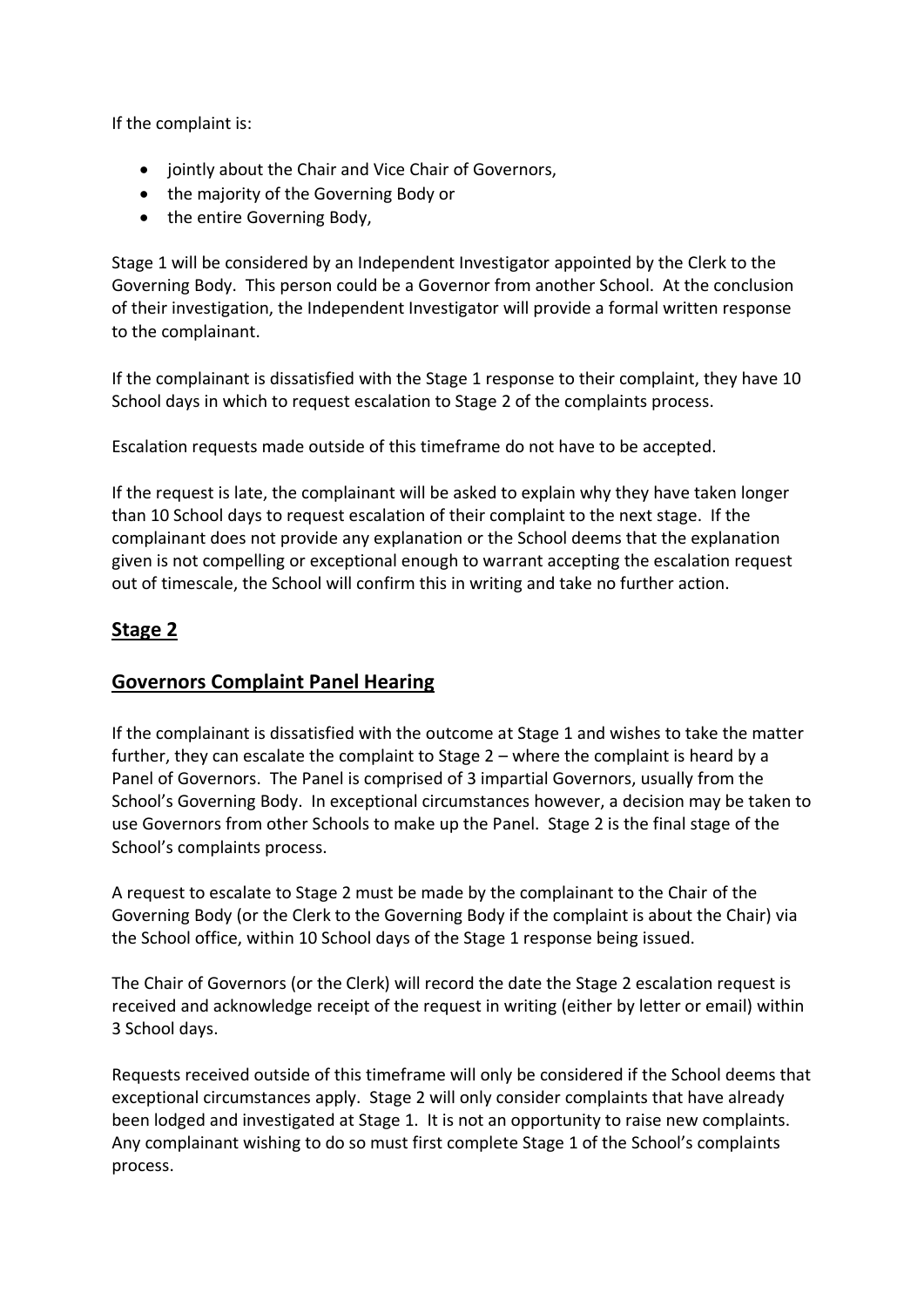If the complaint is:

- jointly about the Chair and Vice Chair of Governors,
- the majority of the Governing Body or
- the entire Governing Body,

Stage 1 will be considered by an Independent Investigator appointed by the Clerk to the Governing Body. This person could be a Governor from another School. At the conclusion of their investigation, the Independent Investigator will provide a formal written response to the complainant.

If the complainant is dissatisfied with the Stage 1 response to their complaint, they have 10 School days in which to request escalation to Stage 2 of the complaints process.

Escalation requests made outside of this timeframe do not have to be accepted.

If the request is late, the complainant will be asked to explain why they have taken longer than 10 School days to request escalation of their complaint to the next stage. If the complainant does not provide any explanation or the School deems that the explanation given is not compelling or exceptional enough to warrant accepting the escalation request out of timescale, the School will confirm this in writing and take no further action.

## Stage 2

## Governors Complaint Panel Hearing

If the complainant is dissatisfied with the outcome at Stage 1 and wishes to take the matter further, they can escalate the complaint to Stage 2 – where the complaint is heard by a Panel of Governors. The Panel is comprised of 3 impartial Governors, usually from the School's Governing Body. In exceptional circumstances however, a decision may be taken to use Governors from other Schools to make up the Panel. Stage 2 is the final stage of the School's complaints process.

A request to escalate to Stage 2 must be made by the complainant to the Chair of the Governing Body (or the Clerk to the Governing Body if the complaint is about the Chair) via the School office, within 10 School days of the Stage 1 response being issued.

The Chair of Governors (or the Clerk) will record the date the Stage 2 escalation request is received and acknowledge receipt of the request in writing (either by letter or email) within 3 School days.

Requests received outside of this timeframe will only be considered if the School deems that exceptional circumstances apply. Stage 2 will only consider complaints that have already been lodged and investigated at Stage 1. It is not an opportunity to raise new complaints. Any complainant wishing to do so must first complete Stage 1 of the School's complaints process.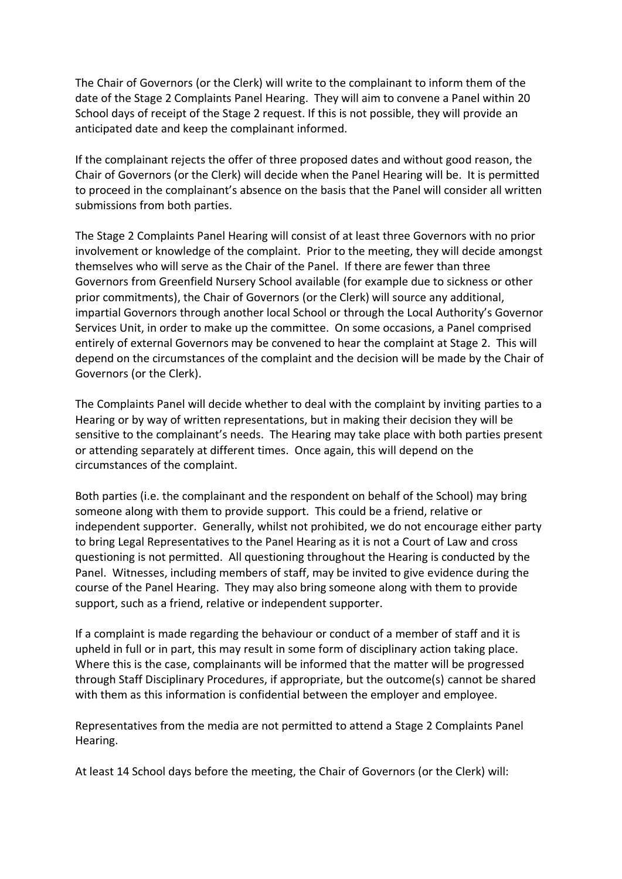The Chair of Governors (or the Clerk) will write to the complainant to inform them of the date of the Stage 2 Complaints Panel Hearing. They will aim to convene a Panel within 20 School days of receipt of the Stage 2 request. If this is not possible, they will provide an anticipated date and keep the complainant informed.

If the complainant rejects the offer of three proposed dates and without good reason, the Chair of Governors (or the Clerk) will decide when the Panel Hearing will be. It is permitted to proceed in the complainant's absence on the basis that the Panel will consider all written submissions from both parties.

The Stage 2 Complaints Panel Hearing will consist of at least three Governors with no prior involvement or knowledge of the complaint. Prior to the meeting, they will decide amongst themselves who will serve as the Chair of the Panel. If there are fewer than three Governors from Greenfield Nursery School available (for example due to sickness or other prior commitments), the Chair of Governors (or the Clerk) will source any additional, impartial Governors through another local School or through the Local Authority's Governor Services Unit, in order to make up the committee. On some occasions, a Panel comprised entirely of external Governors may be convened to hear the complaint at Stage 2. This will depend on the circumstances of the complaint and the decision will be made by the Chair of Governors (or the Clerk).

The Complaints Panel will decide whether to deal with the complaint by inviting parties to a Hearing or by way of written representations, but in making their decision they will be sensitive to the complainant's needs. The Hearing may take place with both parties present or attending separately at different times. Once again, this will depend on the circumstances of the complaint.

Both parties (i.e. the complainant and the respondent on behalf of the School) may bring someone along with them to provide support. This could be a friend, relative or independent supporter. Generally, whilst not prohibited, we do not encourage either party to bring Legal Representatives to the Panel Hearing as it is not a Court of Law and cross questioning is not permitted. All questioning throughout the Hearing is conducted by the Panel. Witnesses, including members of staff, may be invited to give evidence during the course of the Panel Hearing. They may also bring someone along with them to provide support, such as a friend, relative or independent supporter.

If a complaint is made regarding the behaviour or conduct of a member of staff and it is upheld in full or in part, this may result in some form of disciplinary action taking place. Where this is the case, complainants will be informed that the matter will be progressed through Staff Disciplinary Procedures, if appropriate, but the outcome(s) cannot be shared with them as this information is confidential between the employer and employee.

Representatives from the media are not permitted to attend a Stage 2 Complaints Panel Hearing.

At least 14 School days before the meeting, the Chair of Governors (or the Clerk) will: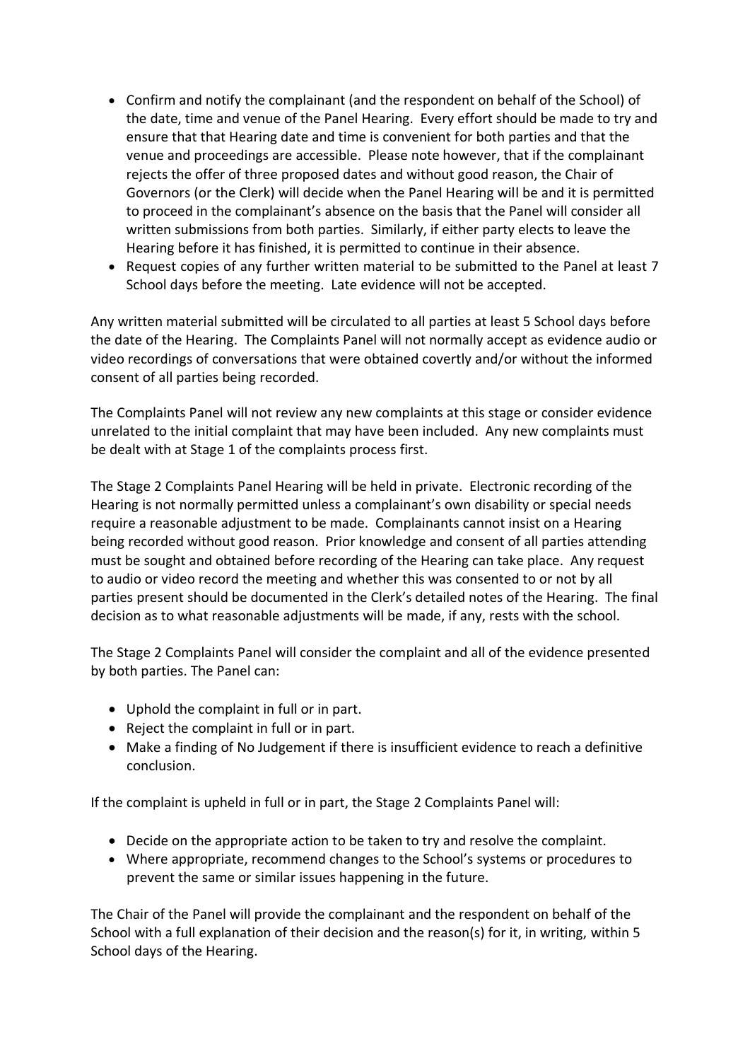- Confirm and notify the complainant (and the respondent on behalf of the School) of the date, time and venue of the Panel Hearing. Every effort should be made to try and ensure that that Hearing date and time is convenient for both parties and that the venue and proceedings are accessible. Please note however, that if the complainant rejects the offer of three proposed dates and without good reason, the Chair of Governors (or the Clerk) will decide when the Panel Hearing will be and it is permitted to proceed in the complainant's absence on the basis that the Panel will consider all written submissions from both parties. Similarly, if either party elects to leave the Hearing before it has finished, it is permitted to continue in their absence.
- Request copies of any further written material to be submitted to the Panel at least 7 School days before the meeting. Late evidence will not be accepted.

Any written material submitted will be circulated to all parties at least 5 School days before the date of the Hearing. The Complaints Panel will not normally accept as evidence audio or video recordings of conversations that were obtained covertly and/or without the informed consent of all parties being recorded.

The Complaints Panel will not review any new complaints at this stage or consider evidence unrelated to the initial complaint that may have been included. Any new complaints must be dealt with at Stage 1 of the complaints process first.

The Stage 2 Complaints Panel Hearing will be held in private. Electronic recording of the Hearing is not normally permitted unless a complainant's own disability or special needs require a reasonable adjustment to be made. Complainants cannot insist on a Hearing being recorded without good reason. Prior knowledge and consent of all parties attending must be sought and obtained before recording of the Hearing can take place. Any request to audio or video record the meeting and whether this was consented to or not by all parties present should be documented in the Clerk's detailed notes of the Hearing. The final decision as to what reasonable adjustments will be made, if any, rests with the school.

The Stage 2 Complaints Panel will consider the complaint and all of the evidence presented by both parties. The Panel can:

- Uphold the complaint in full or in part.
- Reject the complaint in full or in part.
- Make a finding of No Judgement if there is insufficient evidence to reach a definitive conclusion.

If the complaint is upheld in full or in part, the Stage 2 Complaints Panel will:

- Decide on the appropriate action to be taken to try and resolve the complaint.
- Where appropriate, recommend changes to the School's systems or procedures to prevent the same or similar issues happening in the future.

The Chair of the Panel will provide the complainant and the respondent on behalf of the School with a full explanation of their decision and the reason(s) for it, in writing, within 5 School days of the Hearing.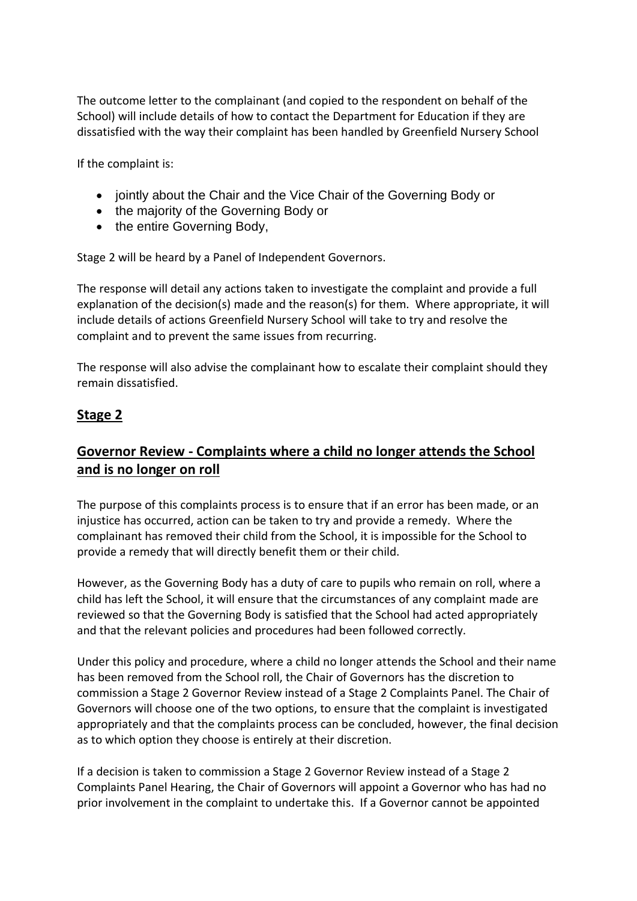The outcome letter to the complainant (and copied to the respondent on behalf of the School) will include details of how to contact the Department for Education if they are dissatisfied with the way their complaint has been handled by Greenfield Nursery School

If the complaint is:

- jointly about the Chair and the Vice Chair of the Governing Body or
- the majority of the Governing Body or
- the entire Governing Body,

Stage 2 will be heard by a Panel of Independent Governors.

The response will detail any actions taken to investigate the complaint and provide a full explanation of the decision(s) made and the reason(s) for them. Where appropriate, it will include details of actions Greenfield Nursery School will take to try and resolve the complaint and to prevent the same issues from recurring.

The response will also advise the complainant how to escalate their complaint should they remain dissatisfied.

## **Stage 2**

## **Governor Review - Complaints where a child no longer attends the School and is no longer on roll**

The purpose of this complaints process is to ensure that if an error has been made, or an injustice has occurred, action can be taken to try and provide a remedy. Where the complainant has removed their child from the School, it is impossible for the School to provide a remedy that will directly benefit them or their child.

However, as the Governing Body has a duty of care to pupils who remain on roll, where a child has left the School, it will ensure that the circumstances of any complaint made are reviewed so that the Governing Body is satisfied that the School had acted appropriately and that the relevant policies and procedures had been followed correctly.

Under this policy and procedure, where a child no longer attends the School and their name has been removed from the School roll, the Chair of Governors has the discretion to commission a Stage 2 Governor Review instead of a Stage 2 Complaints Panel. The Chair of Governors will choose one of the two options, to ensure that the complaint is investigated appropriately and that the complaints process can be concluded, however, the final decision as to which option they choose is entirely at their discretion.

If a decision is taken to commission a Stage 2 Governor Review instead of a Stage 2 Complaints Panel Hearing, the Chair of Governors will appoint a Governor who has had no prior involvement in the complaint to undertake this. If a Governor cannot be appointed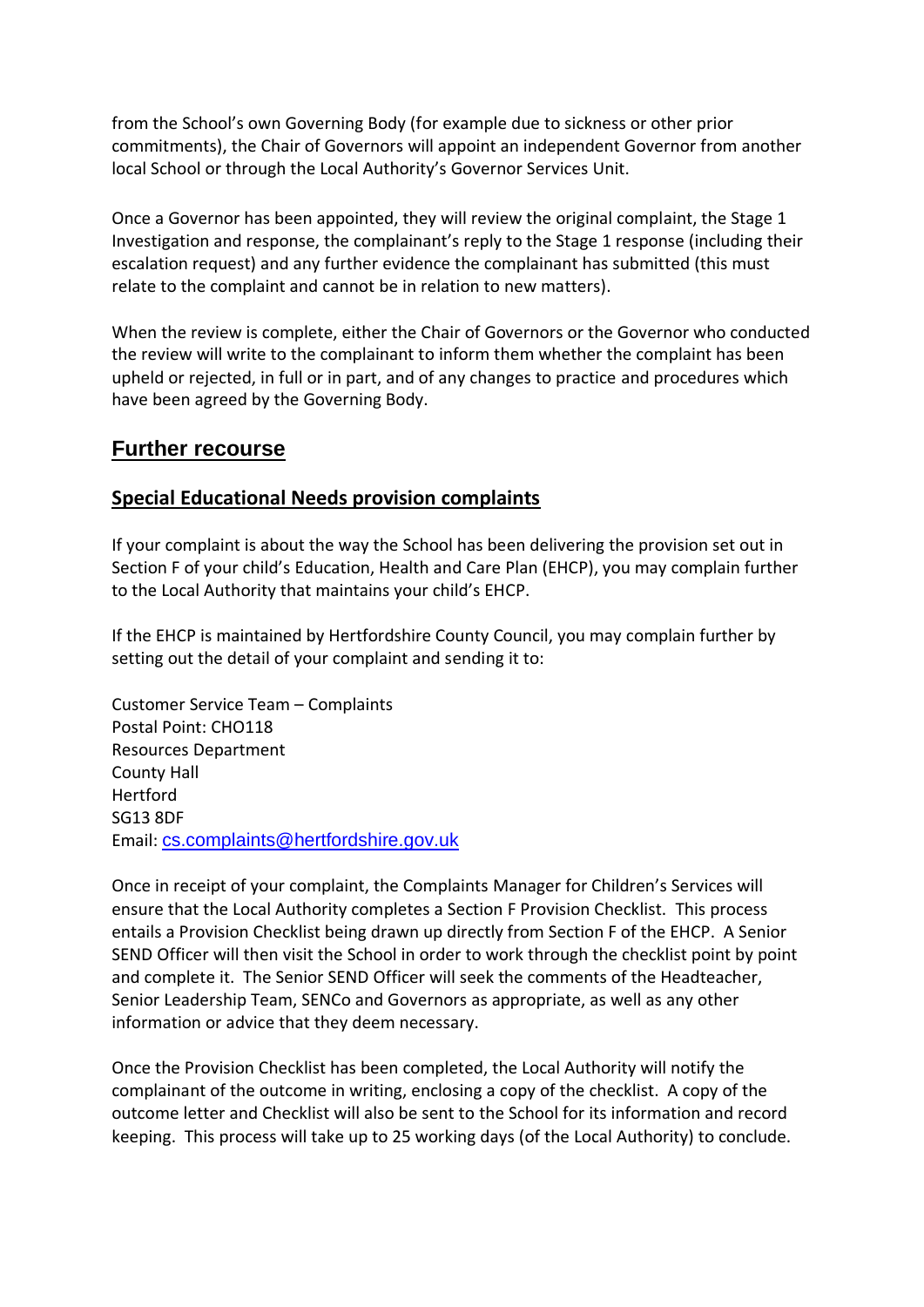from the School's own Governing Body (for example due to sickness or other prior commitments), the Chair of Governors will appoint an independent Governor from another local School or through the Local Authority's Governor Services Unit.

Once a Governor has been appointed, they will review the original complaint, the Stage 1 Investigation and response, the complainant's reply to the Stage 1 response (including their escalation request) and any further evidence the complainant has submitted (this must relate to the complaint and cannot be in relation to new matters).

When the review is complete, either the Chair of Governors or the Governor who conducted the review will write to the complainant to inform them whether the complaint has been upheld or rejected, in full or in part, and of any changes to practice and procedures which have been agreed by the Governing Body.

## Further recourse

### Special Educational Needs provision complaints

If your complaint is about the way the School has been delivering the provision set out in Section F of your child's Education, Health and Care Plan (EHCP), you may complain further to the Local Authority that maintains your child's EHCP.

If the EHCP is maintained by Hertfordshire County Council, you may complain further by setting out the detail of your complaint and sending it to:

Customer Service Team – Complaints
Postal Point: CHO118
Resources Department
County Hall
Hertford
SG13 8DF
Email: cs.complaints@hertfordshire.gov.uk

Once in receipt of your complaint, the Complaints Manager for Children's Services will ensure that the Local Authority completes a Section F Provision Checklist. This process entails a Provision Checklist being drawn up directly from Section F of the EHCP. A Senior SEND Officer will then visit the School in order to work through the checklist point by point and complete it. The Senior SEND Officer will seek the comments of the Headteacher, Senior Leadership Team, SENCo and Governors as appropriate, as well as any other information or advice that they deem necessary.

Once the Provision Checklist has been completed, the Local Authority will notify the complainant of the outcome in writing, enclosing a copy of the checklist. A copy of the outcome letter and Checklist will also be sent to the School for its information and record keeping. This process will take up to 25 working days (of the Local Authority) to conclude.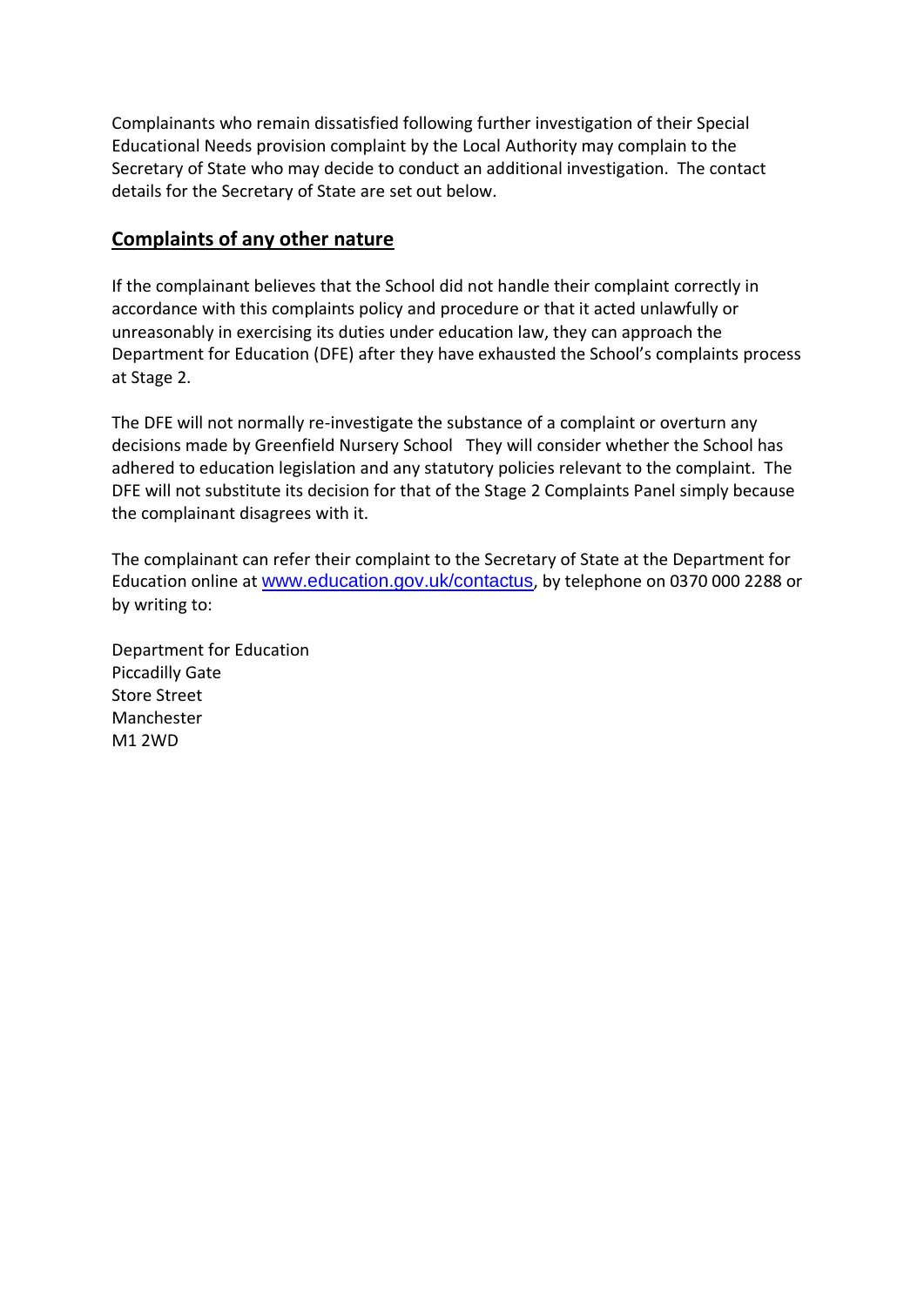Complainants who remain dissatisfied following further investigation of their Special Educational Needs provision complaint by the Local Authority may complain to the Secretary of State who may decide to conduct an additional investigation. The contact details for the Secretary of State are set out below.

## Complaints of any other nature

If the complainant believes that the School did not handle their complaint correctly in accordance with this complaints policy and procedure or that it acted unlawfully or unreasonably in exercising its duties under education law, they can approach the Department for Education (DFE) after they have exhausted the School's complaints process at Stage 2.

The DFE will not normally re-investigate the substance of a complaint or overturn any decisions made by Greenfield Nursery School They will consider whether the School has adhered to education legislation and any statutory policies relevant to the complaint. The DFE will not substitute its decision for that of the Stage 2 Complaints Panel simply because the complainant disagrees with it.

The complainant can refer their complaint to the Secretary of State at the Department for Education online at www.education.gov.uk/contactus, by telephone on 0370 000 2288 or by writing to:

Department for Education
Piccadilly Gate
Store Street
Manchester
M1 2WD